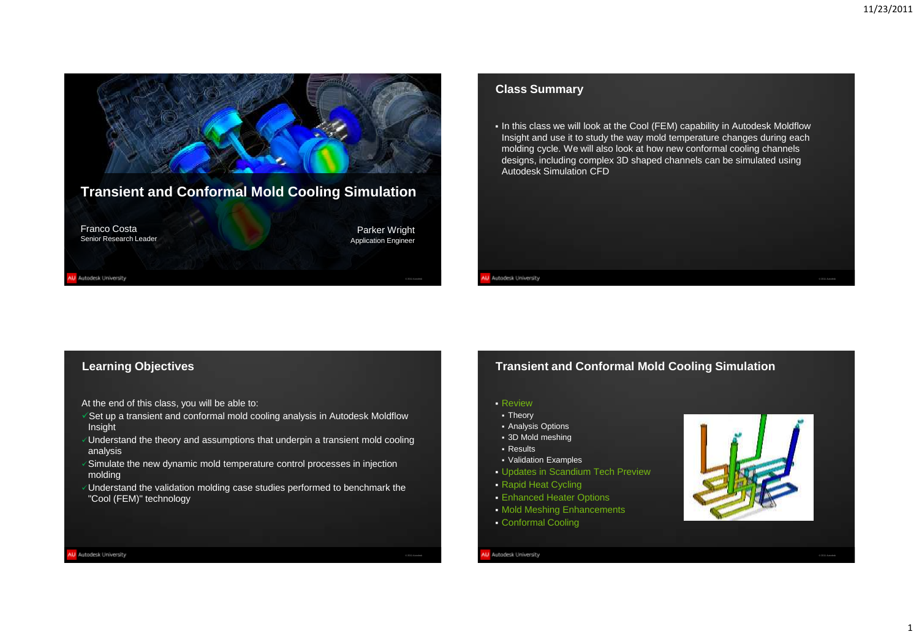# Transient and Conformal Mold Cooling Simulation

Franco Costa
Senior Research Leader

Parker Wright
Application Engineer

## Class Summary

- In this class we will look at the Cool (FEM) capability in Autodesk Moldflow Insight and use it to study the way mold temperature changes during each molding cycle. We will also look at how new conformal cooling channels designs, including complex 3D shaped channels can be simulated using Autodesk Simulation CFD

## Learning Objectives

At the end of this class, you will be able to:

- ✓ Set up a transient and conformal mold cooling analysis in Autodesk Moldflow Insight
- ✓ Understand the theory and assumptions that underpin a transient mold cooling analysis
- ✓ Simulate the new dynamic mold temperature control processes in injection molding
- ✓ Understand the validation molding case studies performed to benchmark the "Cool (FEM)" technology

## Transient and Conformal Mold Cooling Simulation

- Review
  - Theory
  - Analysis Options
  - 3D Mold meshing
  - Results
  - Validation Examples
- Updates in Scandium Tech Preview
- Rapid Heat Cycling
- Enhanced Heater Options
- Mold Meshing Enhancements
- Conformal Cooling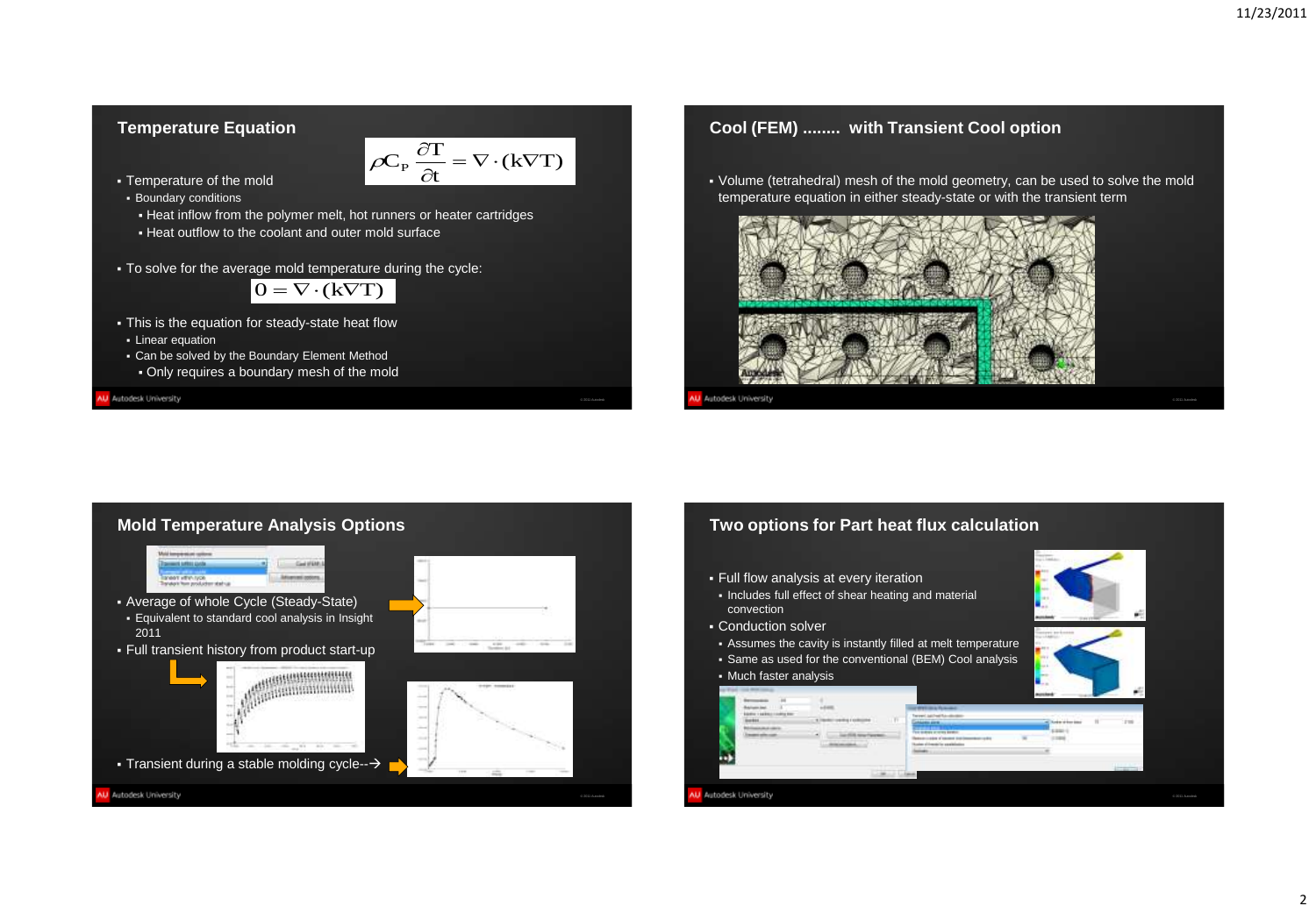## Temperature Equation

$$\rho C_P \frac{\partial T}{\partial t} = \nabla \cdot (k \nabla T)$$

- Temperature of the mold
  - Boundary conditions
    - Heat inflow from the polymer melt, hot runners or heater cartridges
    - Heat outflow to the coolant and outer mold surface
- To solve for the average mold temperature during the cycle:

$$0 = \nabla \cdot (k \nabla T)$$

- This is the equation for steady-state heat flow
  - Linear equation
  - Can be solved by the Boundary Element Method
    - Only requires a boundary mesh of the mold

## Cool (FEM) ........ with Transient Cool option

- Volume (tetrahedral) mesh of the mold geometry, can be used to solve the mold temperature equation in either steady-state or with the transient term

## Mold Temperature Analysis Options

- Average of whole Cycle (Steady-State)
  - Equivalent to standard cool analysis in Insight 2011
- Full transient history from product start-up
- Transient during a stable molding cycle-->

## Two options for Part heat flux calculation

- Full flow analysis at every iteration
  - Includes full effect of shear heating and material convection
- Conduction solver
  - Assumes the cavity is instantly filled at melt temperature
  - Same as used for the conventional (BEM) Cool analysis
  - Much faster analysis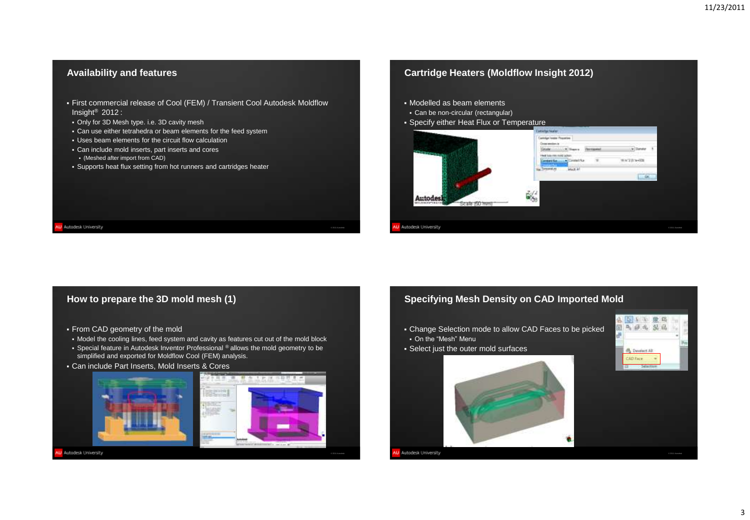## Availability and features

- First commercial release of Cool (FEM) / Transient Cool Autodesk Moldflow Insight® 2012 :
  - Only for 3D Mesh type. i.e. 3D cavity mesh
  - Can use either tetrahedra or beam elements for the feed system
  - Uses beam elements for the circuit flow calculation
  - Can include mold inserts, part inserts and cores
    - (Meshed after import from CAD)
  - Supports heat flux setting from hot runners and cartridges heater

## Cartridge Heaters (Moldflow Insight 2012)

- Modelled as beam elements
  - Can be non-circular (rectangular)
- Specify either Heat Flux or Temperature

## How to prepare the 3D mold mesh (1)

- From CAD geometry of the mold
  - Model the cooling lines, feed system and cavity as features cut out of the mold block
  - Special feature in Autodesk Inventor Professional ® allows the mold geometry to be simplified and exported for Moldflow Cool (FEM) analysis.
- Can include Part Inserts, Mold Inserts & Cores

## Specifying Mesh Density on CAD Imported Mold

- Change Selection mode to allow CAD Faces to be picked
  - On the "Mesh" Menu
- Select just the outer mold surfaces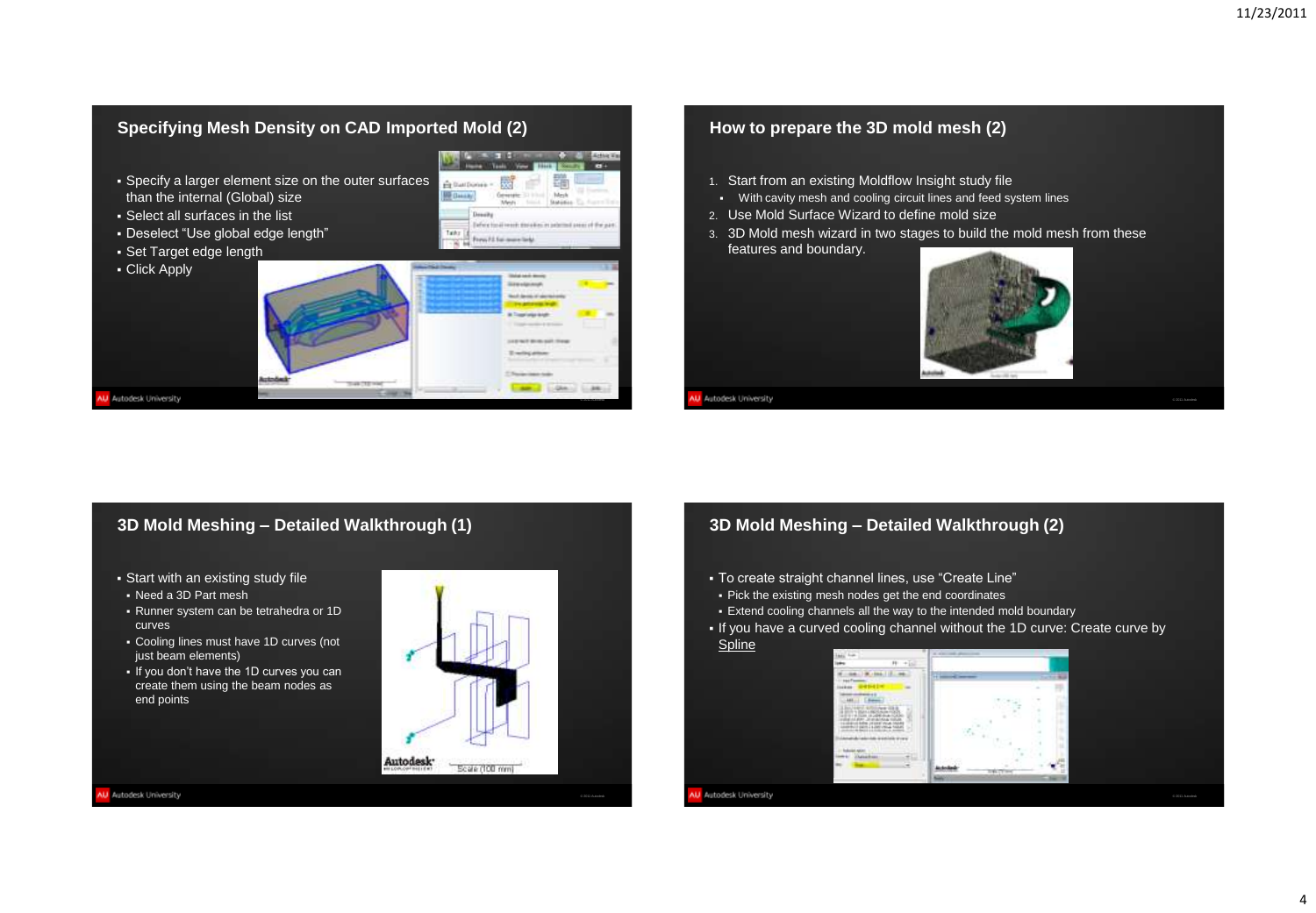## Specifying Mesh Density on CAD Imported Mold (2)

- Specify a larger element size on the outer surfaces than the internal (Global) size
- Select all surfaces in the list
- Deselect "Use global edge length"
- Set Target edge length
- Click Apply

## How to prepare the 3D mold mesh (2)

1. Start from an existing Moldflow Insight study file
   - With cavity mesh and cooling circuit lines and feed system lines
2. Use Mold Surface Wizard to define mold size
3. 3D Mold mesh wizard in two stages to build the mold mesh from these features and boundary.

## 3D Mold Meshing – Detailed Walkthrough (1)

- Start with an existing study file
  - Need a 3D Part mesh
  - Runner system can be tetrahedra or 1D curves
  - Cooling lines must have 1D curves (not just beam elements)
  - If you don't have the 1D curves you can create them using the beam nodes as end points

## 3D Mold Meshing – Detailed Walkthrough (2)

- To create straight channel lines, use "Create Line"
  - Pick the existing mesh nodes get the end coordinates
  - Extend cooling channels all the way to the intended mold boundary
- If you have a curved cooling channel without the 1D curve: Create curve by Spline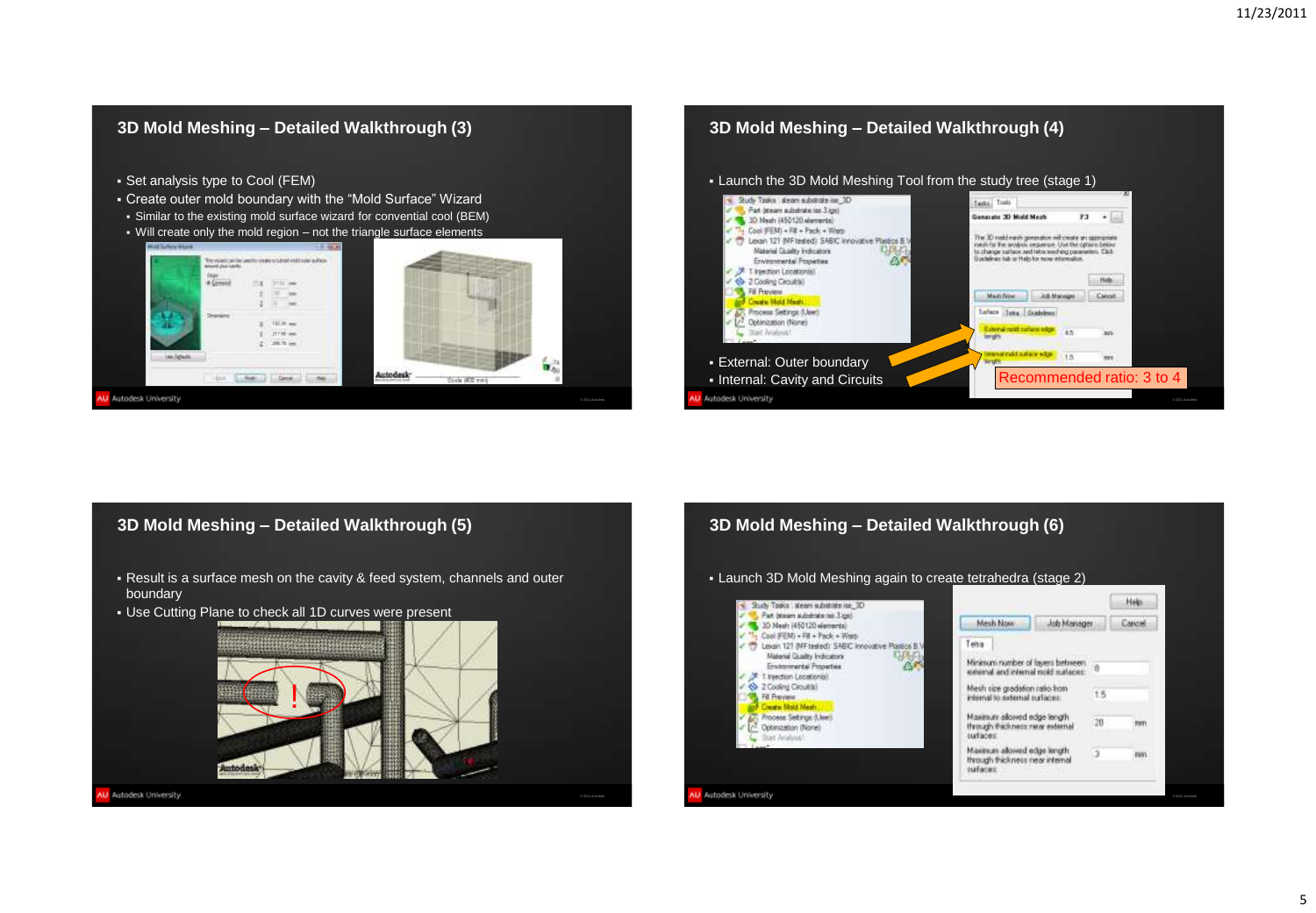## 3D Mold Meshing – Detailed Walkthrough (3)

- Set analysis type to Cool (FEM)
- Create outer mold boundary with the "Mold Surface" Wizard
  - Similar to the existing mold surface wizard for convential cool (BEM)
  - Will create only the mold region – not the triangle surface elements

## 3D Mold Meshing – Detailed Walkthrough (4)

- Launch the 3D Mold Meshing Tool from the study tree (stage 1)
- External: Outer boundary
- Internal: Cavity and Circuits

Recommended ratio: 3 to 4

## 3D Mold Meshing – Detailed Walkthrough (5)

- Result is a surface mesh on the cavity & feed system, channels and outer boundary
- Use Cutting Plane to check all 1D curves were present

## 3D Mold Meshing – Detailed Walkthrough (6)

- Launch 3D Mold Meshing again to create tetrahedra (stage 2)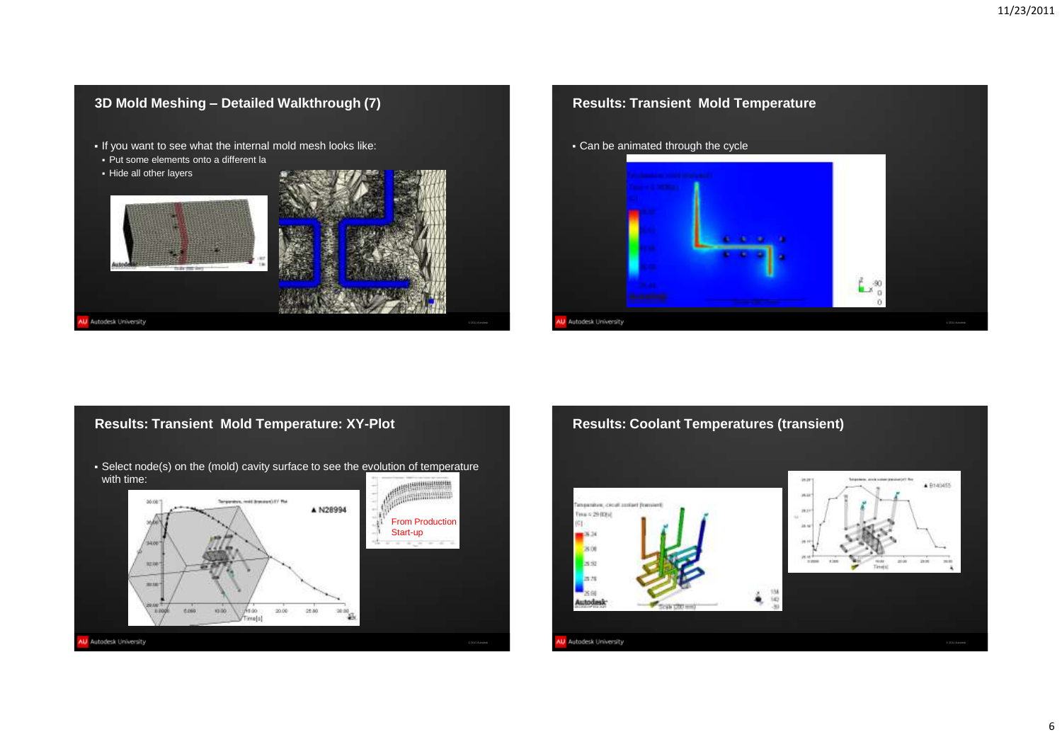## 3D Mold Meshing – Detailed Walkthrough (7)

- If you want to see what the internal mold mesh looks like:
  - Put some elements onto a different la
  - Hide all other layers

## Results: Transient Mold Temperature

- Can be animated through the cycle

## Results: Transient Mold Temperature: XY-Plot

- Select node(s) on the (mold) cavity surface to see the evolution of temperature with time:

From Production Start-up

## Results: Coolant Temperatures (transient)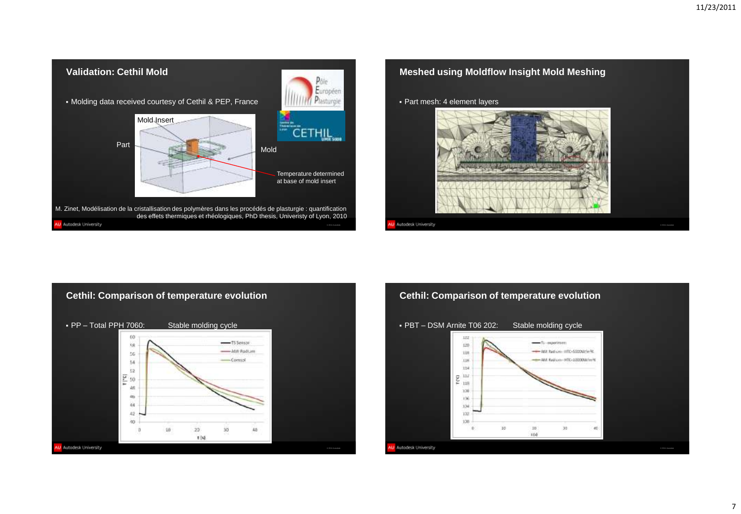## Validation: Cethil Mold

- Molding data received courtesy of Cethil & PEP, France

Mold Insert

Part

Mold

Temperature determined at base of mold insert

M. Zinet, Modélisation de la cristallisation des polymères dans les procédés de plasturgie : quantification des effets thermiques et rhéologiques, PhD thesis, Univeristy of Lyon, 2010

## Meshed using Moldflow Insight Mold Meshing

- Part mesh: 4 element layers

## Cethil: Comparison of temperature evolution

- PP – Total PPH 7060: Stable molding cycle

## Cethil: Comparison of temperature evolution

- PBT – DSM Arnite T06 202: Stable molding cycle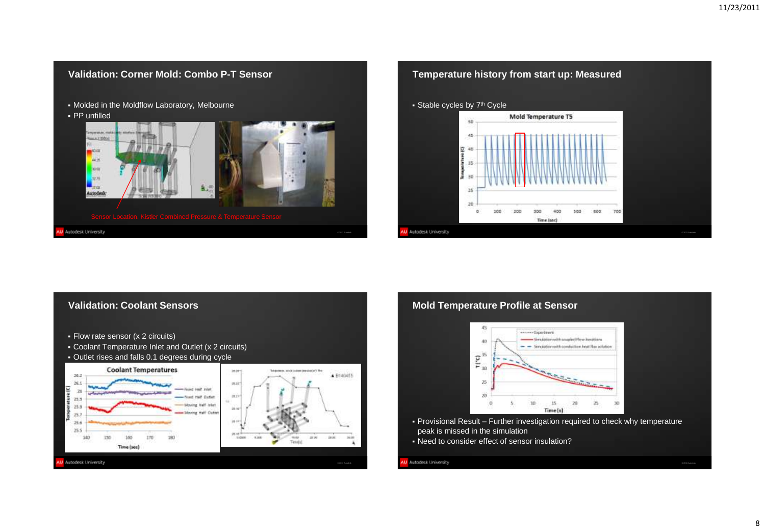## Validation: Corner Mold: Combo P-T Sensor

- Molded in the Moldflow Laboratory, Melbourne
- PP unfilled

Sensor Location, Kistler Combined Pressure & Temperature Sensor

## Temperature history from start up: Measured

- Stable cycles by 7th Cycle

## Validation: Coolant Sensors

- Flow rate sensor (x 2 circuits)
- Coolant Temperature Inlet and Outlet (x 2 circuits)
- Outlet rises and falls 0.1 degrees during cycle

## Mold Temperature Profile at Sensor

- Provisional Result – Further investigation required to check why temperature peak is missed in the simulation
- Need to consider effect of sensor insulation?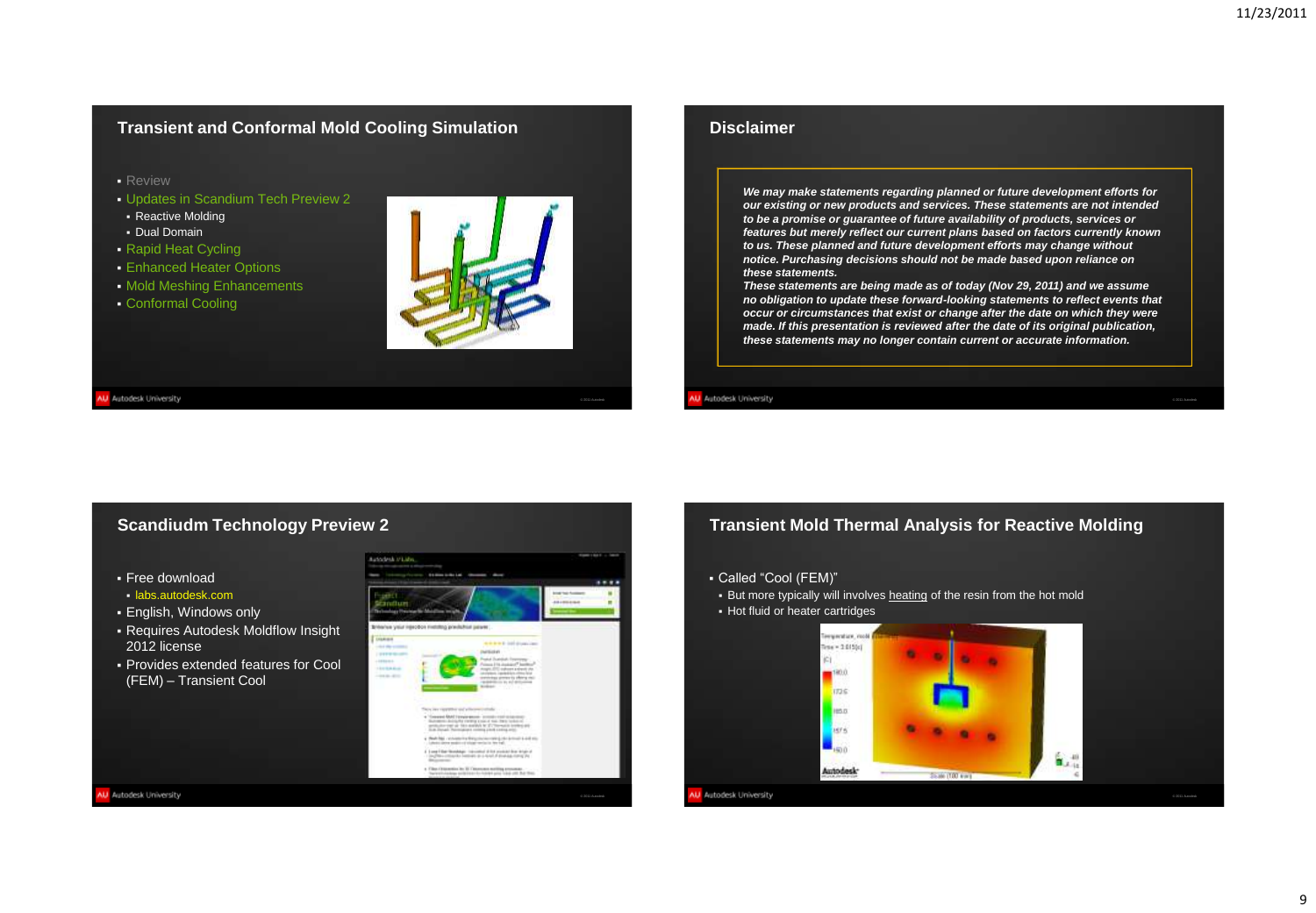## Transient and Conformal Mold Cooling Simulation

- Review
- Updates in Scandium Tech Preview 2
  - Reactive Molding
  - Dual Domain
- Rapid Heat Cycling
- Enhanced Heater Options
- Mold Meshing Enhancements
- Conformal Cooling

## Disclaimer

***We may make statements regarding planned or future development efforts for our existing or new products and services. These statements are not intended to be a promise or guarantee of future availability of products, services or features but merely reflect our current plans based on factors currently known to us. These planned and future development efforts may change without notice. Purchasing decisions should not be made based upon reliance on these statements.***

***These statements are being made as of today (Nov 29, 2011) and we assume no obligation to update these forward-looking statements to reflect events that occur or circumstances that exist or change after the date on which they were made. If this presentation is reviewed after the date of its original publication, these statements may no longer contain current or accurate information.***

## Scandiudm Technology Preview 2

- Free download
  - labs.autodesk.com
- English, Windows only
- Requires Autodesk Moldflow Insight 2012 license
- Provides extended features for Cool (FEM) – Transient Cool

## Transient Mold Thermal Analysis for Reactive Molding

- Called "Cool (FEM)"
  - But more typically will involves heating of the resin from the hot mold
  - Hot fluid or heater cartridges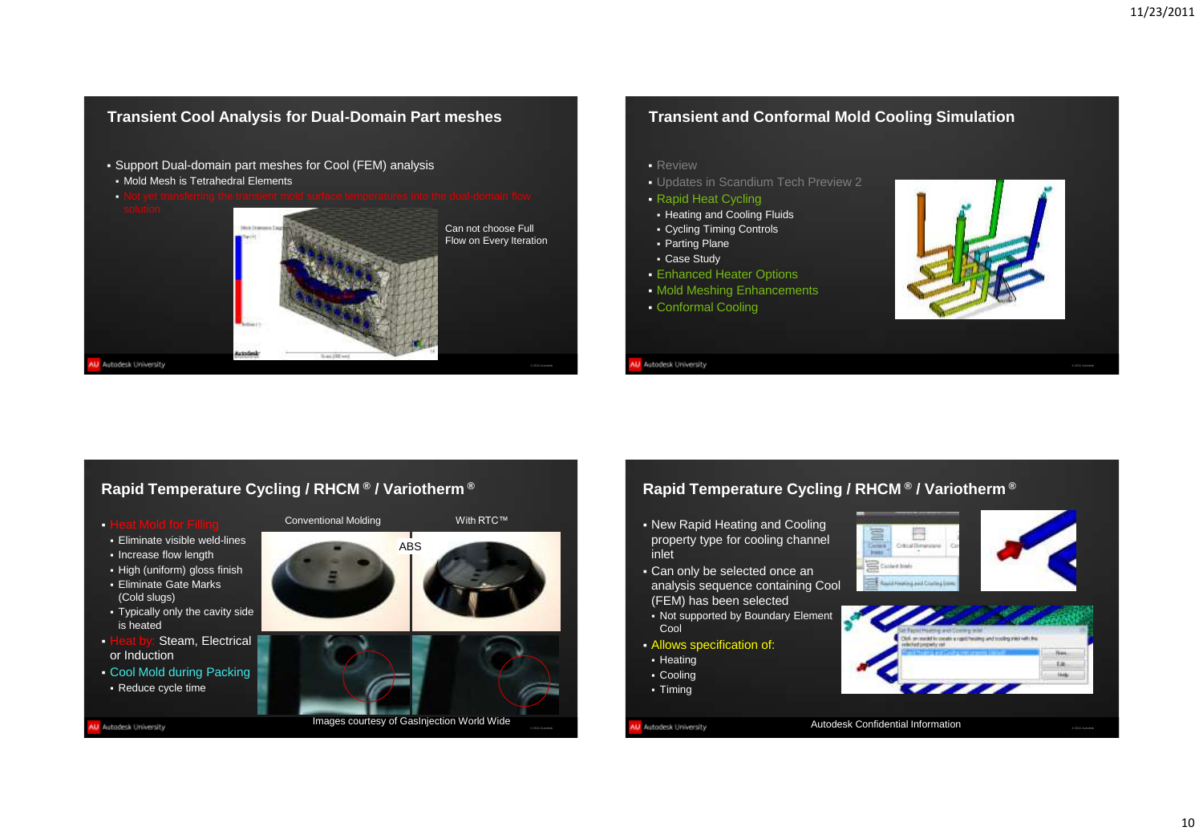## Transient Cool Analysis for Dual-Domain Part meshes

- Support Dual-domain part meshes for Cool (FEM) analysis
  - Mold Mesh is Tetrahedral Elements
  - Not yet transferring the transient mold surface temperatures into the dual-domain flow solution

Can not choose Full Flow on Every Iteration

## Transient and Conformal Mold Cooling Simulation

- Review
- Updates in Scandium Tech Preview 2
- Rapid Heat Cycling
  - Heating and Cooling Fluids
  - Cycling Timing Controls
  - Parting Plane
  - Case Study
- Enhanced Heater Options
- Mold Meshing Enhancements
- Conformal Cooling

## Rapid Temperature Cycling / RHCM ® / Variotherm ®

- Heat Mold for Filling
  - Eliminate visible weld-lines
  - Increase flow length
  - High (uniform) gloss finish
  - Eliminate Gate Marks (Cold slugs)
  - Typically only the cavity side is heated
- Heat by: Steam, Electrical or Induction
- Cool Mold during Packing
  - Reduce cycle time

Conventional Molding | With RTC™

ABS

Images courtesy of GasInjection World Wide

## Rapid Temperature Cycling / RHCM ® / Variotherm ®

- New Rapid Heating and Cooling property type for cooling channel inlet
- Can only be selected once an analysis sequence containing Cool (FEM) has been selected
  - Not supported by Boundary Element Cool
- Allows specification of:
  - Heating
  - Cooling
  - Timing

Autodesk Confidential Information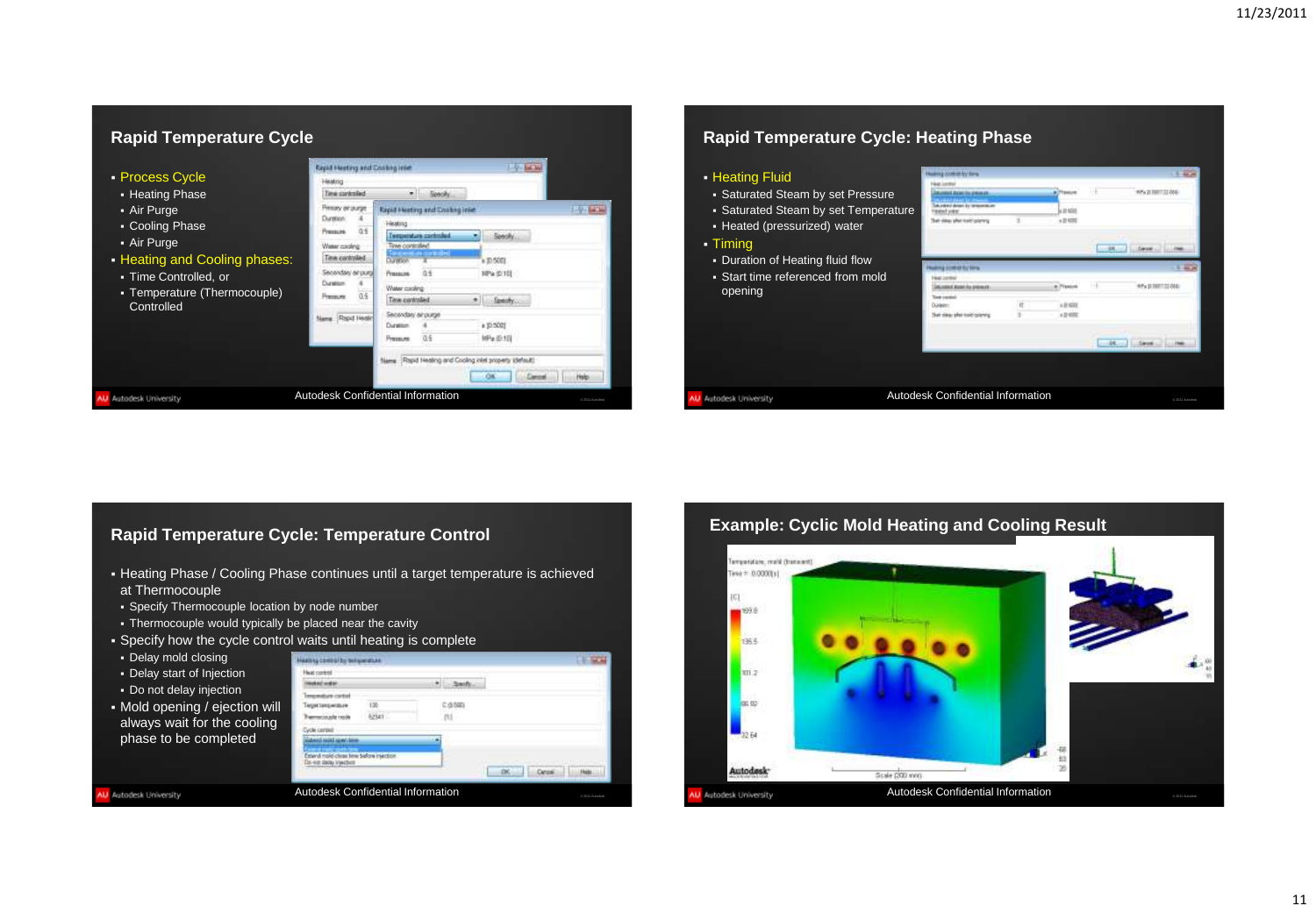## Rapid Temperature Cycle

- Process Cycle
  - Heating Phase
  - Air Purge
  - Cooling Phase
  - Air Purge
- Heating and Cooling phases:
  - Time Controlled, or
  - Temperature (Thermocouple) Controlled

Autodesk Confidential Information

## Rapid Temperature Cycle: Heating Phase

- Heating Fluid
  - Saturated Steam by set Pressure
  - Saturated Steam by set Temperature
  - Heated (pressurized) water
- Timing
  - Duration of Heating fluid flow
  - Start time referenced from mold opening

Autodesk Confidential Information

## Rapid Temperature Cycle: Temperature Control

- Heating Phase / Cooling Phase continues until a target temperature is achieved at Thermocouple
  - Specify Thermocouple location by node number
  - Thermocouple would typically be placed near the cavity
- Specify how the cycle control waits until heating is complete
  - Delay mold closing
  - Delay start of Injection
  - Do not delay injection
- Mold opening / ejection will always wait for the cooling phase to be completed

Autodesk Confidential Information

## Example: Cyclic Mold Heating and Cooling Result

Autodesk Confidential Information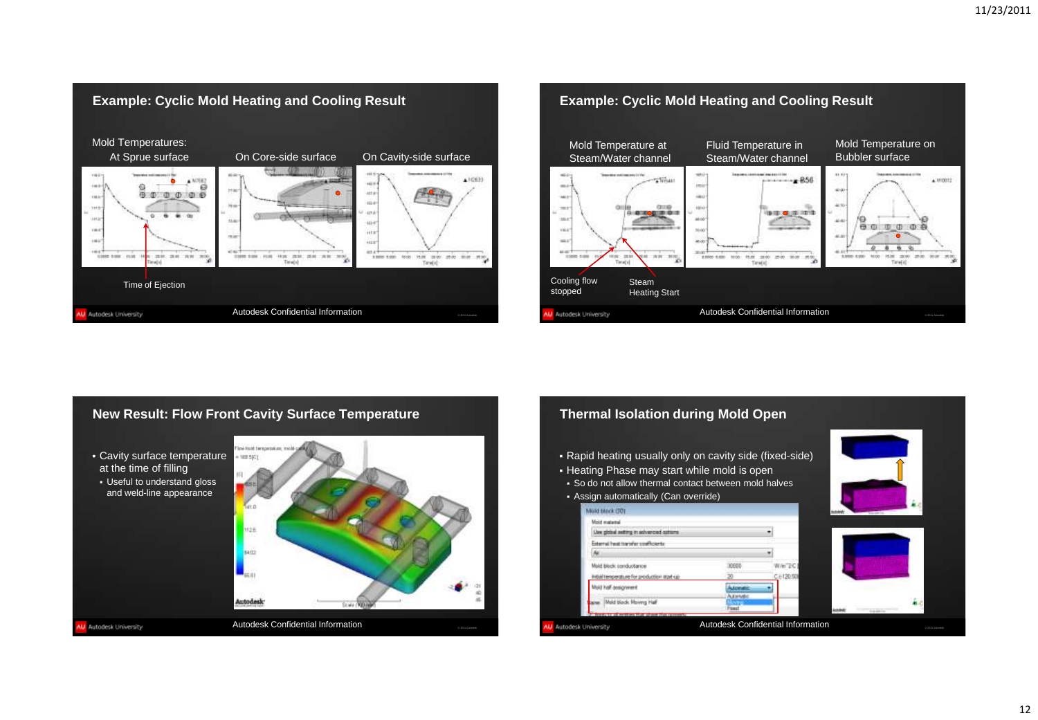## Example: Cyclic Mold Heating and Cooling Result

Mold Temperatures:

At Sprue surface | On Core-side surface | On Cavity-side surface

Time of Ejection

Autodesk Confidential Information

## Example: Cyclic Mold Heating and Cooling Result

Mold Temperature at Steam/Water channel | Fluid Temperature in Steam/Water channel | Mold Temperature on Bubbler surface

Cooling flow stopped

Steam Heating Start

Autodesk Confidential Information

## New Result: Flow Front Cavity Surface Temperature

- Cavity surface temperature at the time of filling
  - Useful to understand gloss and weld-line appearance

Autodesk Confidential Information

## Thermal Isolation during Mold Open

- Rapid heating usually only on cavity side (fixed-side)
- Heating Phase may start while mold is open
  - So do not allow thermal contact between mold halves
  - Assign automatically (Can override)

Autodesk Confidential Information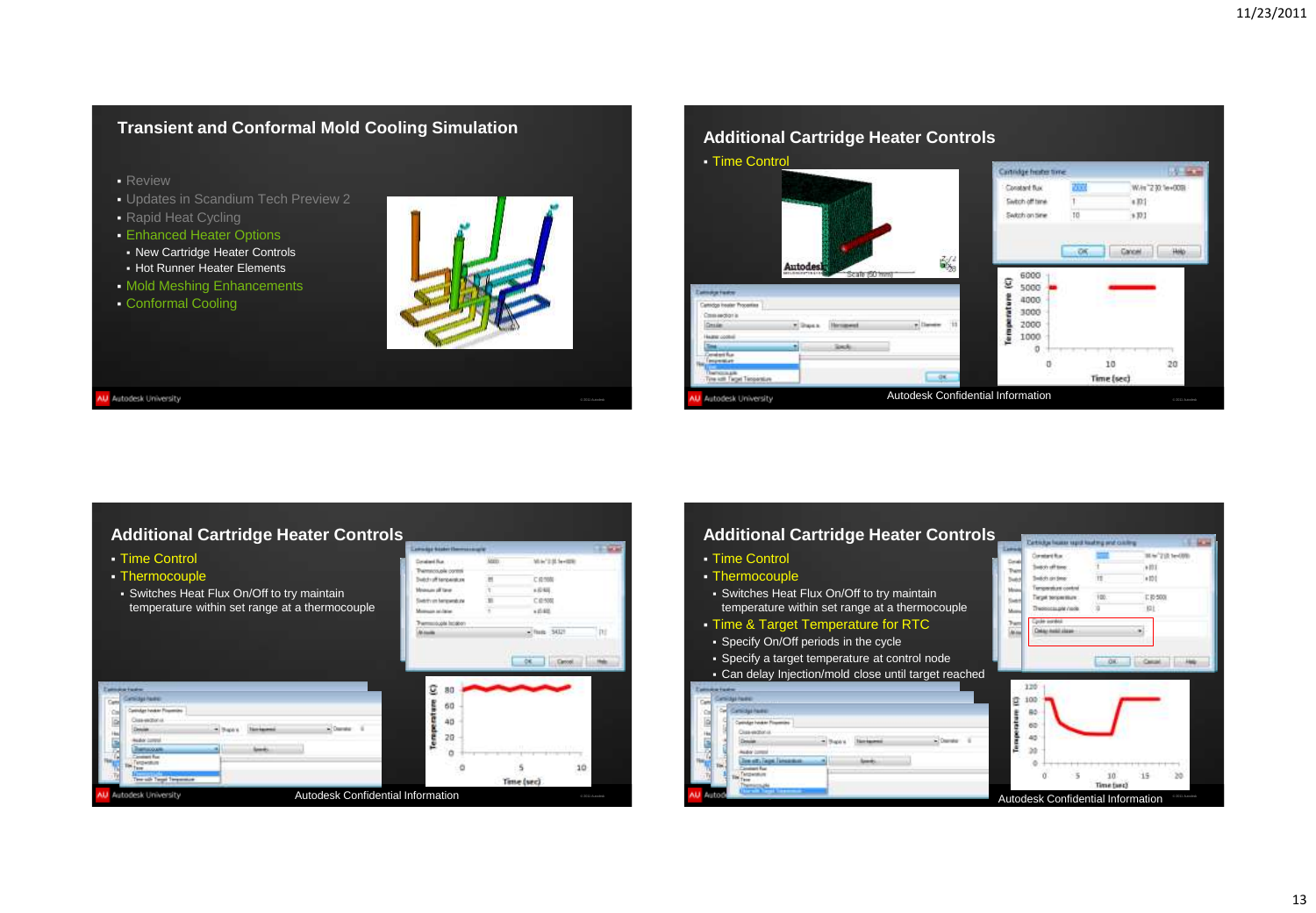## Transient and Conformal Mold Cooling Simulation

- Review
- Updates in Scandium Tech Preview 2
- Rapid Heat Cycling
- Enhanced Heater Options
  - New Cartridge Heater Controls
  - Hot Runner Heater Elements
- Mold Meshing Enhancements
- Conformal Cooling

## Additional Cartridge Heater Controls

- Time Control

## Additional Cartridge Heater Controls

- Time Control
- Thermocouple
  - Switches Heat Flux On/Off to try maintain temperature within set range at a thermocouple

## Additional Cartridge Heater Controls

- Time Control
- Thermocouple
  - Switches Heat Flux On/Off to try maintain temperature within set range at a thermocouple
- Time & Target Temperature for RTC
  - Specify On/Off periods in the cycle
  - Specify a target temperature at control node
  - Can delay Injection/mold close until target reached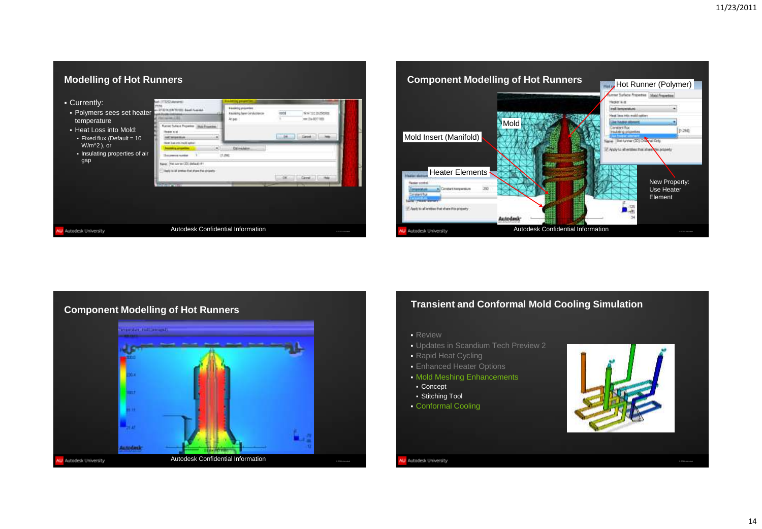## Modelling of Hot Runners

- Currently:
  - Polymers sees set heater temperature
  - Heat Loss into Mold:
    - Fixed flux (Default = 10 W/m^2 ), or
    - Insulating properties of air gap

Autodesk Confidential Information

## Component Modelling of Hot Runners

Hot Runner (Polymer)

Mold

Mold Insert (Manifold)

Heater Elements

New Property: Use Heater Element

Autodesk Confidential Information

## Component Modelling of Hot Runners

Autodesk Confidential Information

## Transient and Conformal Mold Cooling Simulation

- Review
- Updates in Scandium Tech Preview 2
- Rapid Heat Cycling
- Enhanced Heater Options
- Mold Meshing Enhancements
  - Concept
  - Stitching Tool
- Conformal Cooling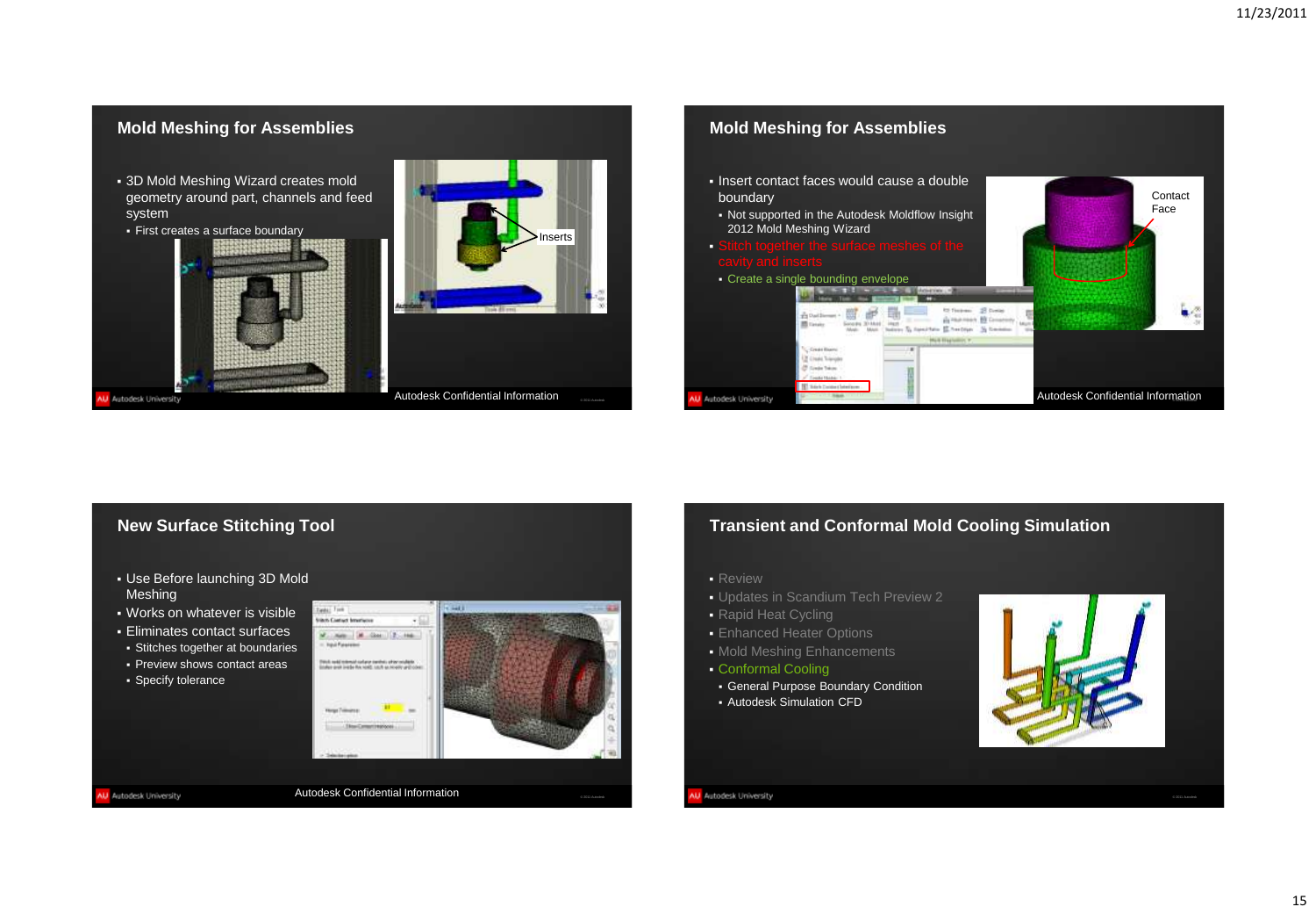## Mold Meshing for Assemblies

- 3D Mold Meshing Wizard creates mold geometry around part, channels and feed system
  - First creates a surface boundary

Inserts

Autodesk Confidential Information

## Mold Meshing for Assemblies

- Insert contact faces would cause a double boundary
  - Not supported in the Autodesk Moldflow Insight 2012 Mold Meshing Wizard
- Stitch together the surface meshes of the cavity and inserts
  - Create a single bounding envelope

Contact Face

Autodesk Confidential Information

## New Surface Stitching Tool

- Use Before launching 3D Mold Meshing
- Works on whatever is visible
- Eliminates contact surfaces
  - Stitches together at boundaries
  - Preview shows contact areas
  - Specify tolerance

Autodesk Confidential Information

## Transient and Conformal Mold Cooling Simulation

- Review
- Updates in Scandium Tech Preview 2
- Rapid Heat Cycling
- Enhanced Heater Options
- Mold Meshing Enhancements
- Conformal Cooling
  - General Purpose Boundary Condition
  - Autodesk Simulation CFD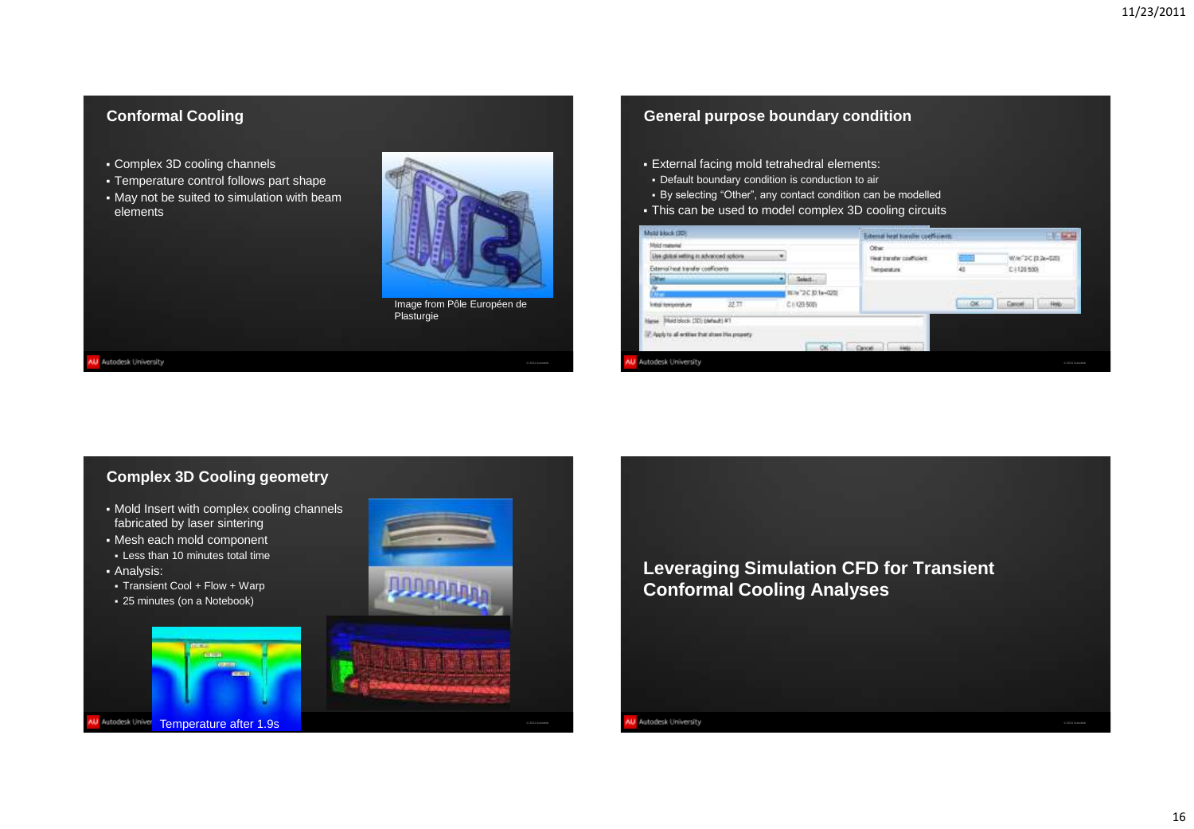## Conformal Cooling

- Complex 3D cooling channels
- Temperature control follows part shape
- May not be suited to simulation with beam elements

Image from Pôle Européen de Plasturgie

## General purpose boundary condition

- External facing mold tetrahedral elements:
  - Default boundary condition is conduction to air
  - By selecting "Other", any contact condition can be modelled
- This can be used to model complex 3D cooling circuits

## Complex 3D Cooling geometry

- Mold Insert with complex cooling channels fabricated by laser sintering
- Mesh each mold component
  - Less than 10 minutes total time
- Analysis:
  - Transient Cool + Flow + Warp
  - 25 minutes (on a Notebook)

Temperature after 1.9s

## Leveraging Simulation CFD for Transient Conformal Cooling Analyses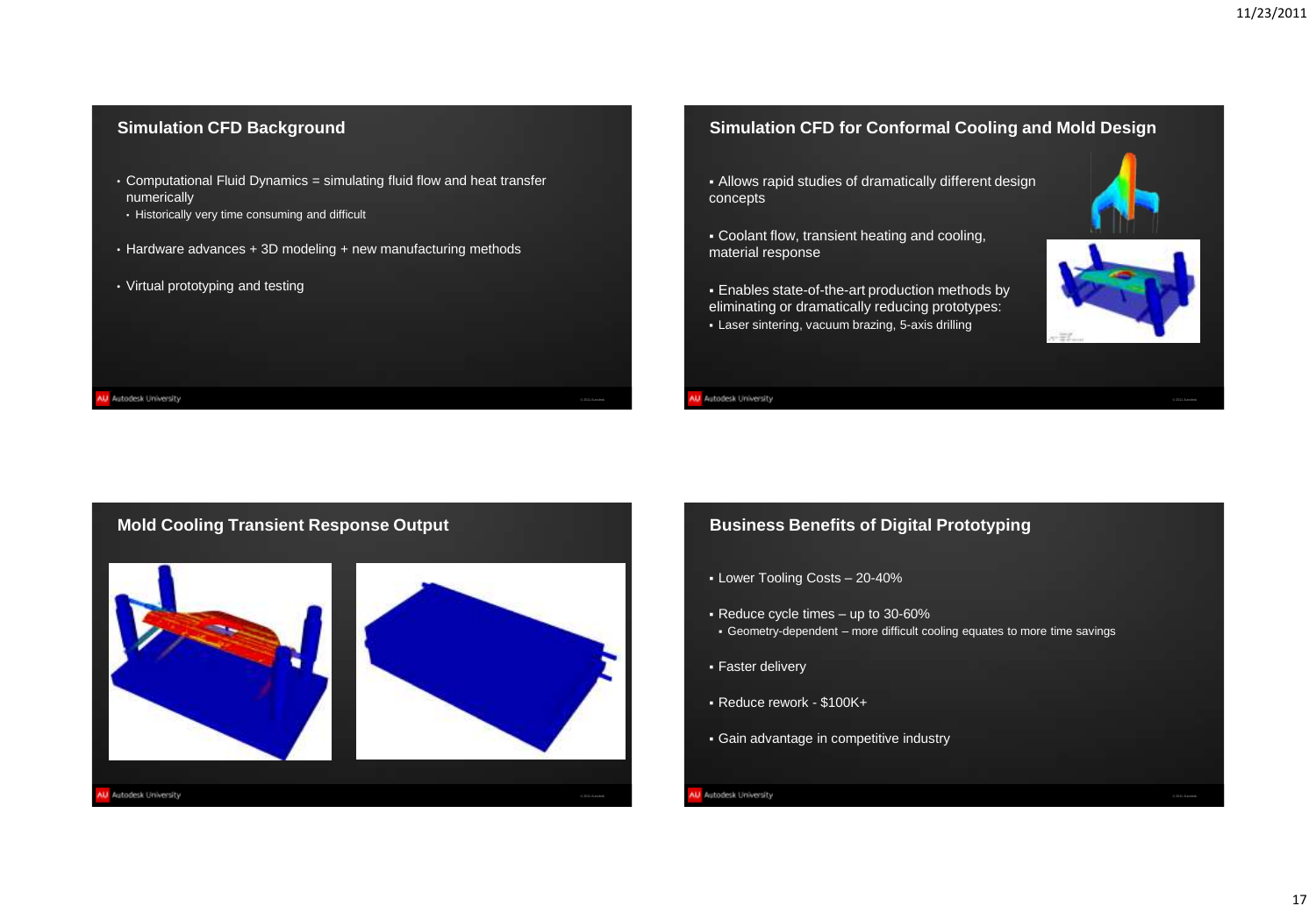## Simulation CFD Background

- Computational Fluid Dynamics = simulating fluid flow and heat transfer numerically
  - Historically very time consuming and difficult
- Hardware advances + 3D modeling + new manufacturing methods
- Virtual prototyping and testing

## Simulation CFD for Conformal Cooling and Mold Design

- Allows rapid studies of dramatically different design concepts
- Coolant flow, transient heating and cooling, material response
- Enables state-of-the-art production methods by eliminating or dramatically reducing prototypes:
  - Laser sintering, vacuum brazing, 5-axis drilling

## Mold Cooling Transient Response Output

## Business Benefits of Digital Prototyping

- Lower Tooling Costs – 20-40%
- Reduce cycle times – up to 30-60%
  - Geometry-dependent – more difficult cooling equates to more time savings
- Faster delivery
- Reduce rework - $100K+
- Gain advantage in competitive industry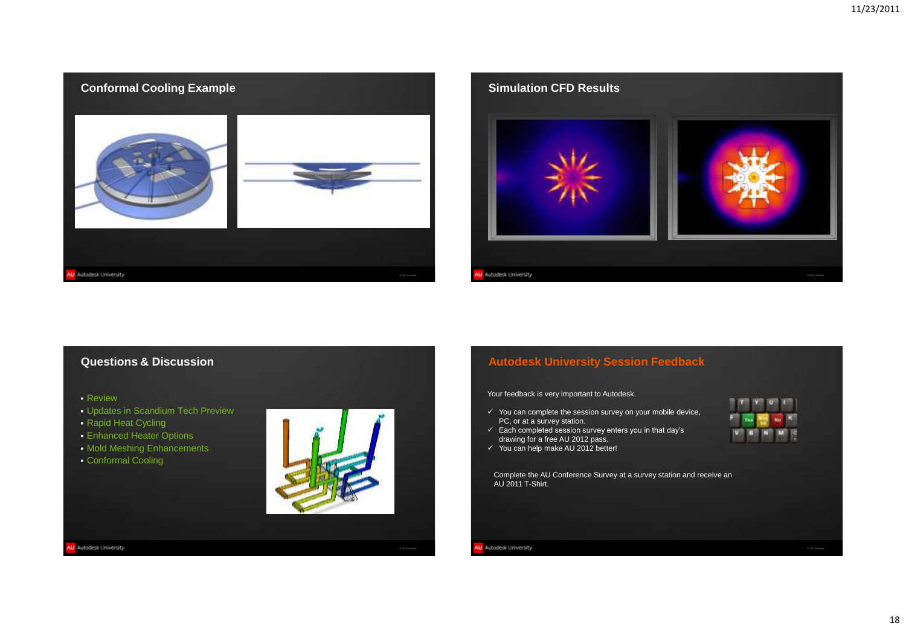## Conformal Cooling Example

## Simulation CFD Results

## Questions & Discussion

- Review
- Updates in Scandium Tech Preview
- Rapid Heat Cycling
- Enhanced Heater Options
- Mold Meshing Enhancements
- Conformal Cooling

## Autodesk University Session Feedback

Your feedback is very important to Autodesk.

- ✓ You can complete the session survey on your mobile device, PC, or at a survey station.
- ✓ Each completed session survey enters you in that day's drawing for a free AU 2012 pass.
- ✓ You can help make AU 2012 better!

Complete the AU Conference Survey at a survey station and receive an AU 2011 T-Shirt.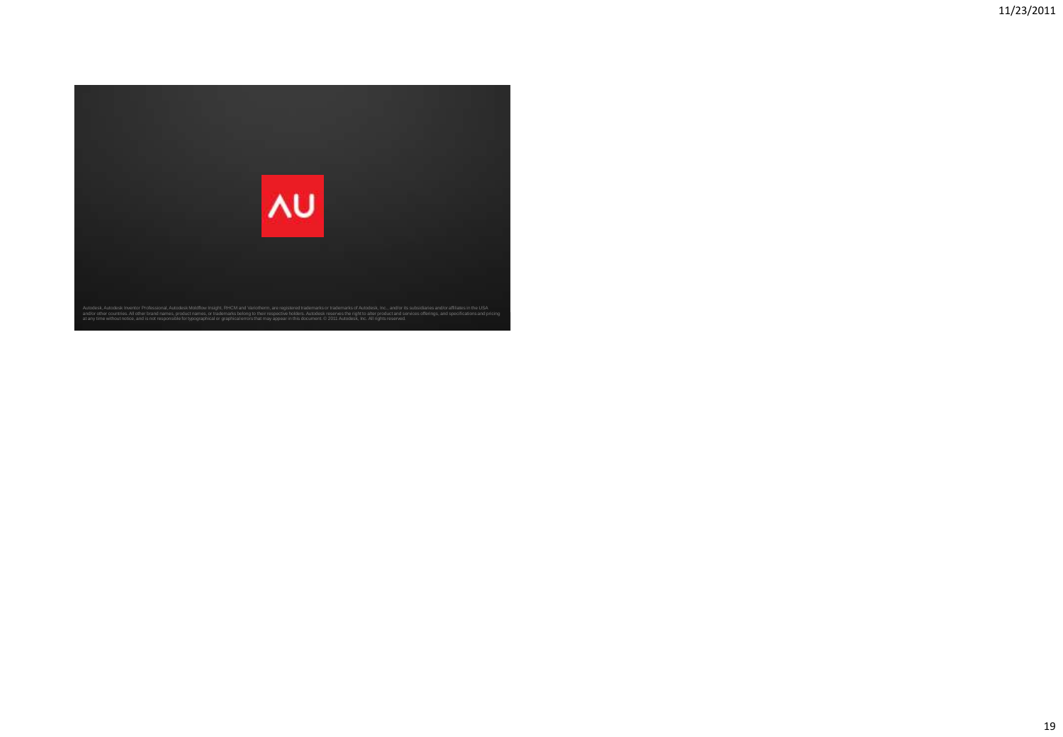AU

Autodesk, Autodesk Inventor Professional, Autodesk Moldflow Insight, RHCM and Variotherm, are registered trademarks or trademarks of Autodesk, Inc., and/or its subsidiaries and/or affiliates in the USA and/or other countries. All other brand names, product names, or trademarks belong to their respective holders. Autodesk reserves the right to alter product and services offerings, and specifications and pricing at any time without notice, and is not responsible for typographical or graphical errors that may appear in this document. © 2011 Autodesk, Inc. All rights reserved.